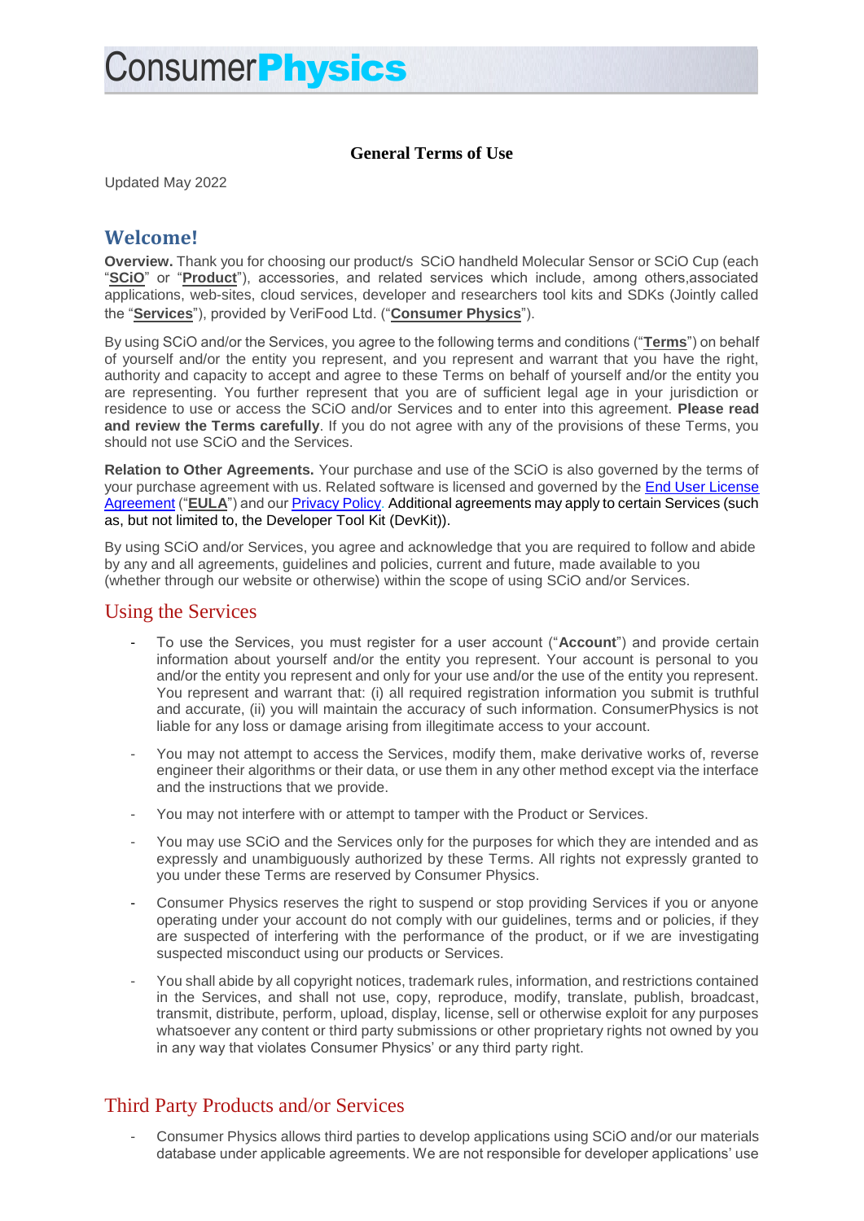# ConsumerPhysics

## General Terms of Use

Updated May 2022

## Welcome!

**Overview.** Thank you for choosing our product/s SCiO handheld Molecular Sensor or SCiO Cup (each "**SCiO**" or "**Product**"), accessories, and related services which include, among others,associated applications, web-sites, cloud services, developer and researchers tool kits and SDKs (Jointly called the "**Services**"), provided by VeriFood Ltd. ("**Consumer Physics**").

By using SCiO and/or the Services, you agree to the following terms and conditions ("**Terms**") on behalf of yourself and/or the entity you represent, and you represent and warrant that you have the right, authority and capacity to accept and agree to these Terms on behalf of yourself and/or the entity you are representing. You further represent that you are of sufficient legal age in your jurisdiction or residence to use or access the SCiO and/or Services and to enter into this agreement. **Please read and review the Terms carefully**. If you do not agree with any of the provisions of these Terms, you should not use SCiO and the Services.

**Relation to Other Agreements.** Your purchase and use of the SCiO is also governed by the terms of your purchase agreement with us. Related software is licensed and governed by the End User License Agreement ("**EULA**") and our Privacy Policy. Additional agreements may apply to certain Services (such as, but not limited to, the Developer Tool Kit (DevKit)).

By using SCiO and/or Services, you agree and acknowledge that you are required to follow and abide by any and all agreements, guidelines and policies, current and future, made available to you (whether through our website or otherwise) within the scope of using SCiO and/or Services.

## Using the Services

- To use the Services, you must register for a user account ("**Account**") and provide certain information about yourself and/or the entity you represent. Your account is personal to you and/or the entity you represent and only for your use and/or the use of the entity you represent. You represent and warrant that: (i) all required registration information you submit is truthful and accurate, (ii) you will maintain the accuracy of such information. ConsumerPhysics is not liable for any loss or damage arising from illegitimate access to your account.
- You may not attempt to access the Services, modify them, make derivative works of, reverse engineer their algorithms or their data, or use them in any other method except via the interface and the instructions that we provide.
- You may not interfere with or attempt to tamper with the Product or Services.
- You may use SCiO and the Services only for the purposes for which they are intended and as expressly and unambiguously authorized by these Terms. All rights not expressly granted to you under these Terms are reserved by Consumer Physics.
- Consumer Physics reserves the right to suspend or stop providing Services if you or anyone operating under your account do not comply with our guidelines, terms and or policies, if they are suspected of interfering with the performance of the product, or if we are investigating suspected misconduct using our products or Services.
- You shall abide by all copyright notices, trademark rules, information, and restrictions contained in the Services, and shall not use, copy, reproduce, modify, translate, publish, broadcast, transmit, distribute, perform, upload, display, license, sell or otherwise exploit for any purposes whatsoever any content or third party submissions or other proprietary rights not owned by you in any way that violates Consumer Physics' or any third party right.

## Third Party Products and/or Services

- Consumer Physics allows third parties to develop applications using SCiO and/or our materials database under applicable agreements. We are not responsible for developer applications' use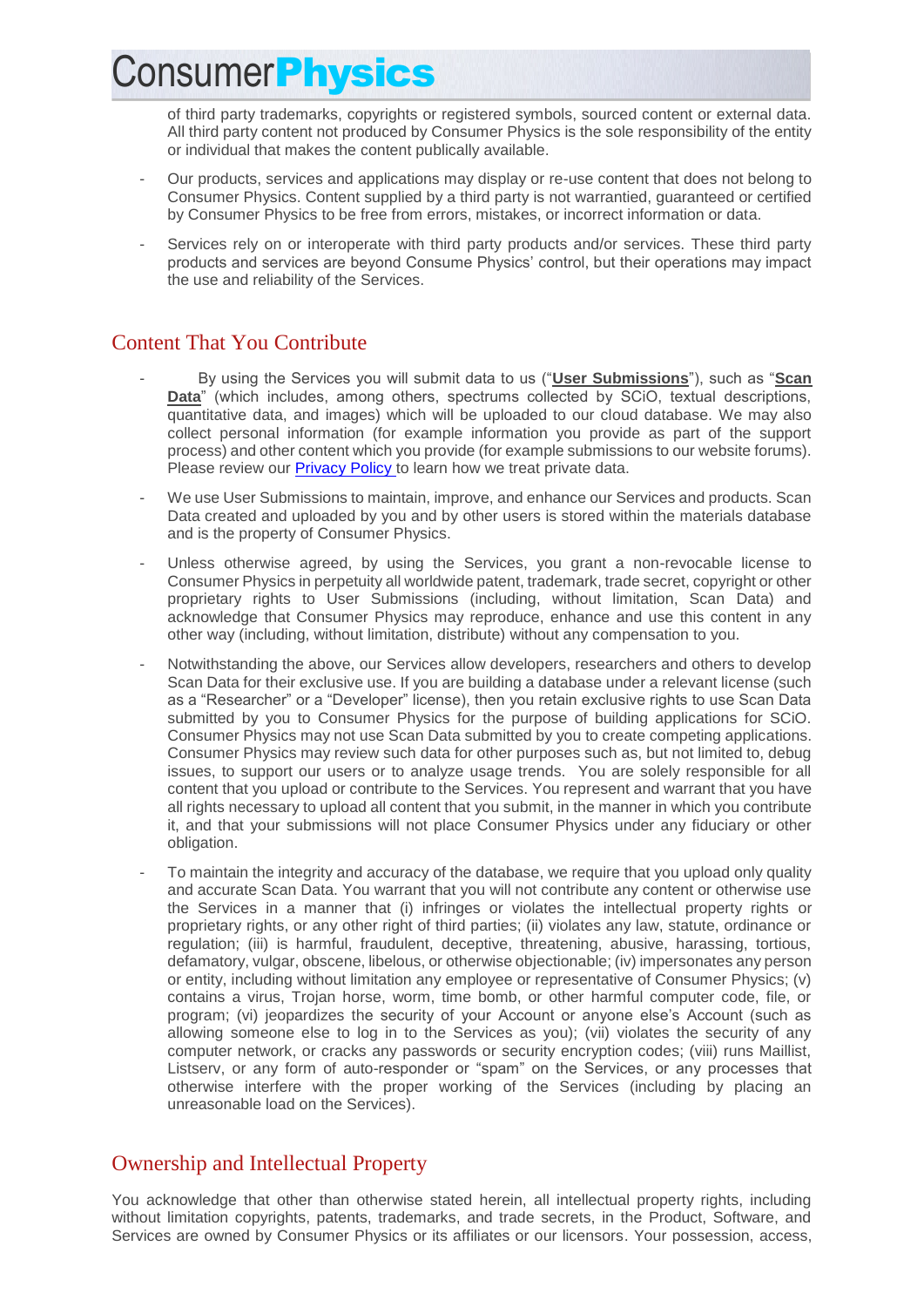of third party trademarks, copyrights or registered symbols, sourced content or external data. All third party content not produced by Consumer Physics is the sole responsibility of the entity or individual that makes the content publically available.

- Our products, services and applications may display or re-use content that does not belong to Consumer Physics. Content supplied by a third party is not warrantied, guaranteed or certified by Consumer Physics to be free from errors, mistakes, or incorrect information or data.
- Services rely on or interoperate with third party products and/or services. These third party products and services are beyond Consume Physics' control, but their operations may impact the use and reliability of the Services.

## Content That You Contribute

- By using the Services you will submit data to us ("**User Submissions**"), such as "**Scan Data**" (which includes, among others, spectrums collected by SCiO, textual descriptions, quantitative data, and images) which will be uploaded to our cloud database. We may also collect personal information (for example information you provide as part of the support process) and other content which you provide (for example submissions to our website forums). Please review our Privacy Policy to learn how we treat private data.
- We use User Submissions to maintain, improve, and enhance our Services and products. Scan Data created and uploaded by you and by other users is stored within the materials database and is the property of Consumer Physics.
- Unless otherwise agreed, by using the Services, you grant a non-revocable license to Consumer Physics in perpetuity all worldwide patent, trademark, trade secret, copyright or other proprietary rights to User Submissions (including, without limitation, Scan Data) and acknowledge that Consumer Physics may reproduce, enhance and use this content in any other way (including, without limitation, distribute) without any compensation to you.
- Notwithstanding the above, our Services allow developers, researchers and others to develop Scan Data for their exclusive use. If you are building a database under a relevant license (such as a "Researcher" or a "Developer" license), then you retain exclusive rights to use Scan Data submitted by you to Consumer Physics for the purpose of building applications for SCiO. Consumer Physics may not use Scan Data submitted by you to create competing applications. Consumer Physics may review such data for other purposes such as, but not limited to, debug issues, to support our users or to analyze usage trends. You are solely responsible for all content that you upload or contribute to the Services. You represent and warrant that you have all rights necessary to upload all content that you submit, in the manner in which you contribute it, and that your submissions will not place Consumer Physics under any fiduciary or other obligation.
- To maintain the integrity and accuracy of the database, we require that you upload only quality and accurate Scan Data. You warrant that you will not contribute any content or otherwise use the Services in a manner that (i) infringes or violates the intellectual property rights or proprietary rights, or any other right of third parties; (ii) violates any law, statute, ordinance or regulation; (iii) is harmful, fraudulent, deceptive, threatening, abusive, harassing, tortious, defamatory, vulgar, obscene, libelous, or otherwise objectionable; (iv) impersonates any person or entity, including without limitation any employee or representative of Consumer Physics; (v) contains a virus, Trojan horse, worm, time bomb, or other harmful computer code, file, or program; (vi) jeopardizes the security of your Account or anyone else's Account (such as allowing someone else to log in to the Services as you); (vii) violates the security of any computer network, or cracks any passwords or security encryption codes; (viii) runs Maillist, Listserv, or any form of auto-responder or "spam" on the Services, or any processes that otherwise interfere with the proper working of the Services (including by placing an unreasonable load on the Services).

## Ownership and Intellectual Property

You acknowledge that other than otherwise stated herein, all intellectual property rights, including without limitation copyrights, patents, trademarks, and trade secrets, in the Product, Software, and Services are owned by Consumer Physics or its affiliates or our licensors. Your possession, access,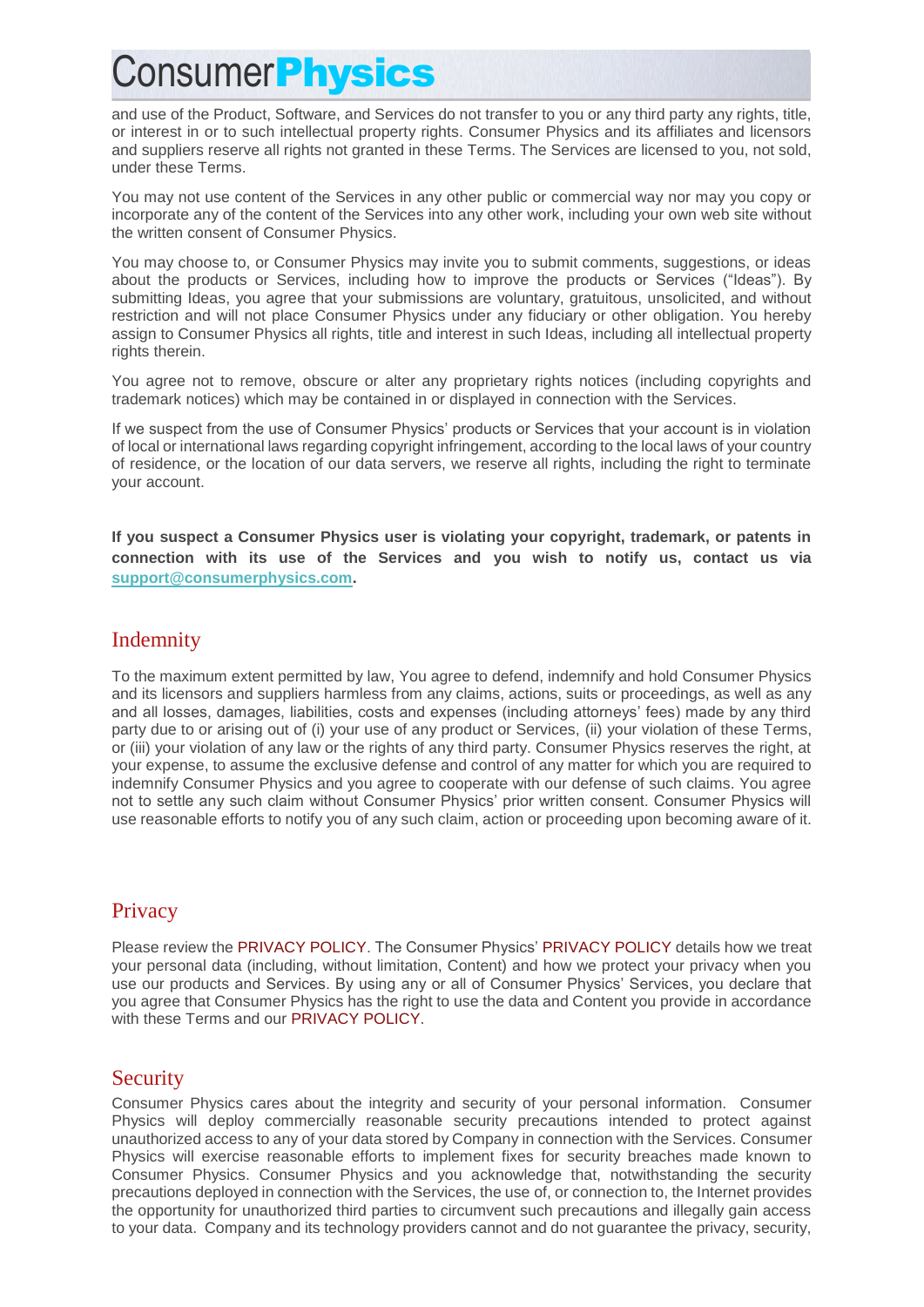and use of the Product, Software, and Services do not transfer to you or any third party any rights, title, or interest in or to such intellectual property rights. Consumer Physics and its affiliates and licensors and suppliers reserve all rights not granted in these Terms. The Services are licensed to you, not sold, under these Terms.

You may not use content of the Services in any other public or commercial way nor may you copy or incorporate any of the content of the Services into any other work, including your own web site without the written consent of Consumer Physics.

You may choose to, or Consumer Physics may invite you to submit comments, suggestions, or ideas about the products or Services, including how to improve the products or Services ("Ideas"). By submitting Ideas, you agree that your submissions are voluntary, gratuitous, unsolicited, and without restriction and will not place Consumer Physics under any fiduciary or other obligation. You hereby assign to Consumer Physics all rights, title and interest in such Ideas, including all intellectual property rights therein.

You agree not to remove, obscure or alter any proprietary rights notices (including copyrights and trademark notices) which may be contained in or displayed in connection with the Services.

If we suspect from the use of Consumer Physics' products or Services that your account is in violation of local or international laws regarding copyright infringement, according to the local laws of your country of residence, or the location of our data servers, we reserve all rights, including the right to terminate your account.

**If you suspect a Consumer Physics user is violating your copyright, trademark, or patents in connection with its use of the Services and you wish to notify us, contact us via support@consumerphysics.com.**

## Indemnity

To the maximum extent permitted by law, You agree to defend, indemnify and hold Consumer Physics and its licensors and suppliers harmless from any claims, actions, suits or proceedings, as well as any and all losses, damages, liabilities, costs and expenses (including attorneys' fees) made by any third party due to or arising out of (i) your use of any product or Services, (ii) your violation of these Terms, or (iii) your violation of any law or the rights of any third party. Consumer Physics reserves the right, at your expense, to assume the exclusive defense and control of any matter for which you are required to indemnify Consumer Physics and you agree to cooperate with our defense of such claims. You agree not to settle any such claim without Consumer Physics' prior written consent. Consumer Physics will use reasonable efforts to notify you of any such claim, action or proceeding upon becoming aware of it.

## Privacy

Please review the PRIVACY POLICY. The Consumer Physics' PRIVACY POLICY details how we treat your personal data (including, without limitation, Content) and how we protect your privacy when you use our products and Services. By using any or all of Consumer Physics' Services, you declare that you agree that Consumer Physics has the right to use the data and Content you provide in accordance with these Terms and our PRIVACY POLICY.

## Security

Consumer Physics cares about the integrity and security of your personal information. Consumer Physics will deploy commercially reasonable security precautions intended to protect against unauthorized access to any of your data stored by Company in connection with the Services. Consumer Physics will exercise reasonable efforts to implement fixes for security breaches made known to Consumer Physics. Consumer Physics and you acknowledge that, notwithstanding the security precautions deployed in connection with the Services, the use of, or connection to, the Internet provides the opportunity for unauthorized third parties to circumvent such precautions and illegally gain access to your data. Company and its technology providers cannot and do not guarantee the privacy, security,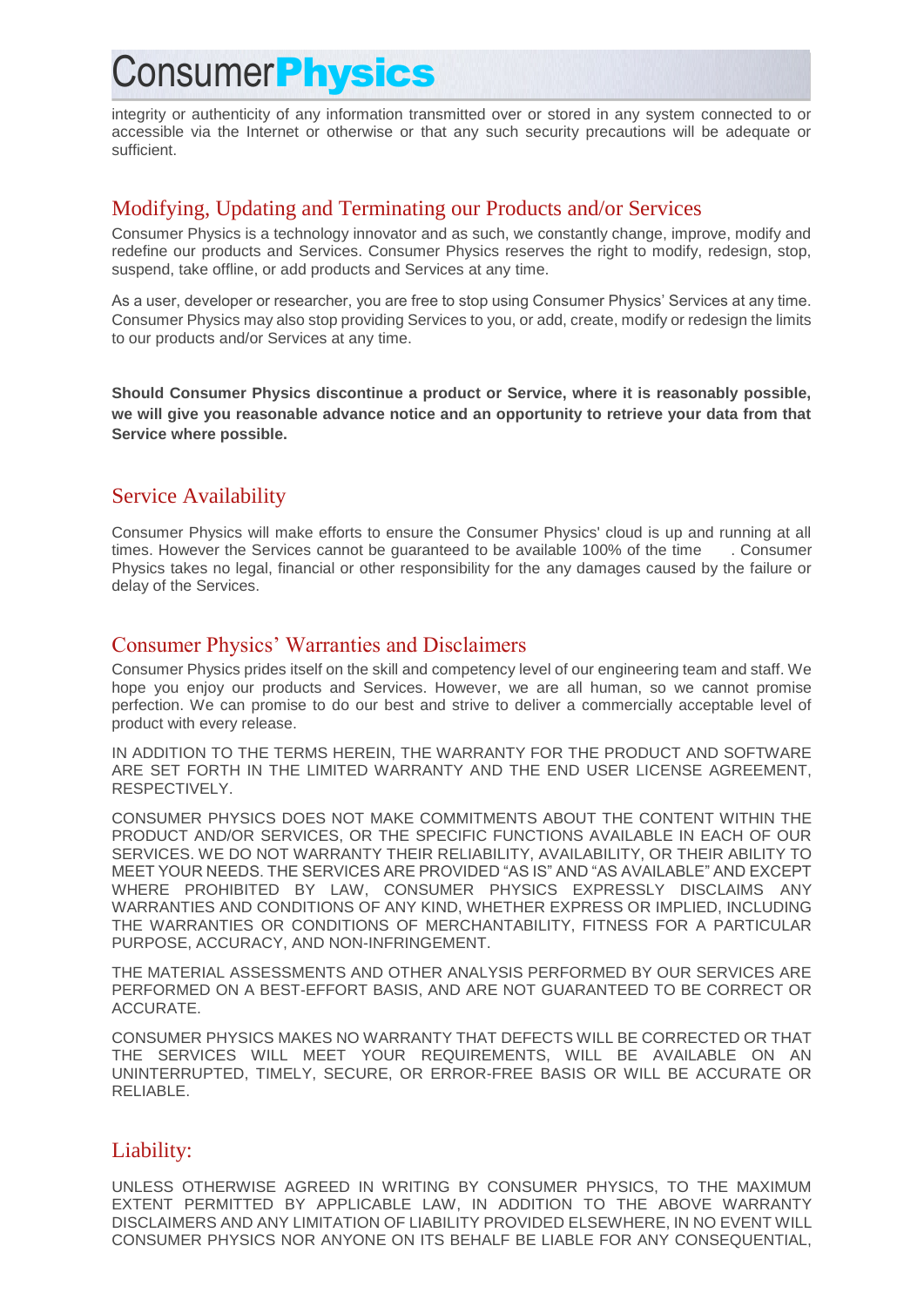integrity or authenticity of any information transmitted over or stored in any system connected to or accessible via the Internet or otherwise or that any such security precautions will be adequate or sufficient.

## Modifying, Updating and Terminating our Products and/or Services

Consumer Physics is a technology innovator and as such, we constantly change, improve, modify and redefine our products and Services. Consumer Physics reserves the right to modify, redesign, stop, suspend, take offline, or add products and Services at any time.

As a user, developer or researcher, you are free to stop using Consumer Physics' Services at any time. Consumer Physics may also stop providing Services to you, or add, create, modify or redesign the limits to our products and/or Services at any time.

**Should Consumer Physics discontinue a product or Service, where it is reasonably possible, we will give you reasonable advance notice and an opportunity to retrieve your data from that Service where possible.**

## Service Availability

Consumer Physics will make efforts to ensure the Consumer Physics' cloud is up and running at all times. However the Services cannot be guaranteed to be available 100% of the time . Consumer Physics takes no legal, financial or other responsibility for the any damages caused by the failure or delay of the Services.

## Consumer Physics' Warranties and Disclaimers

Consumer Physics prides itself on the skill and competency level of our engineering team and staff. We hope you enjoy our products and Services. However, we are all human, so we cannot promise perfection. We can promise to do our best and strive to deliver a commercially acceptable level of product with every release.

IN ADDITION TO THE TERMS HEREIN, THE WARRANTY FOR THE PRODUCT AND SOFTWARE ARE SET FORTH IN THE LIMITED WARRANTY AND THE END USER LICENSE AGREEMENT, RESPECTIVELY.

CONSUMER PHYSICS DOES NOT MAKE COMMITMENTS ABOUT THE CONTENT WITHIN THE PRODUCT AND/OR SERVICES, OR THE SPECIFIC FUNCTIONS AVAILABLE IN EACH OF OUR SERVICES. WE DO NOT WARRANTY THEIR RELIABILITY, AVAILABILITY, OR THEIR ABILITY TO MEET YOUR NEEDS. THE SERVICES ARE PROVIDED "AS IS" AND "AS AVAILABLE" AND EXCEPT WHERE PROHIBITED BY LAW, CONSUMER PHYSICS EXPRESSLY DISCLAIMS ANY WARRANTIES AND CONDITIONS OF ANY KIND, WHETHER EXPRESS OR IMPLIED, INCLUDING THE WARRANTIES OR CONDITIONS OF MERCHANTABILITY, FITNESS FOR A PARTICULAR PURPOSE, ACCURACY, AND NON-INFRINGEMENT.

THE MATERIAL ASSESSMENTS AND OTHER ANALYSIS PERFORMED BY OUR SERVICES ARE PERFORMED ON A BEST-EFFORT BASIS, AND ARE NOT GUARANTEED TO BE CORRECT OR ACCURATE.

CONSUMER PHYSICS MAKES NO WARRANTY THAT DEFECTS WILL BE CORRECTED OR THAT THE SERVICES WILL MEET YOUR REQUIREMENTS, WILL BE AVAILABLE ON AN UNINTERRUPTED, TIMELY, SECURE, OR ERROR-FREE BASIS OR WILL BE ACCURATE OR RELIABLE.

## Liability:

UNLESS OTHERWISE AGREED IN WRITING BY CONSUMER PHYSICS, TO THE MAXIMUM EXTENT PERMITTED BY APPLICABLE LAW, IN ADDITION TO THE ABOVE WARRANTY DISCLAIMERS AND ANY LIMITATION OF LIABILITY PROVIDED ELSEWHERE, IN NO EVENT WILL CONSUMER PHYSICS NOR ANYONE ON ITS BEHALF BE LIABLE FOR ANY CONSEQUENTIAL,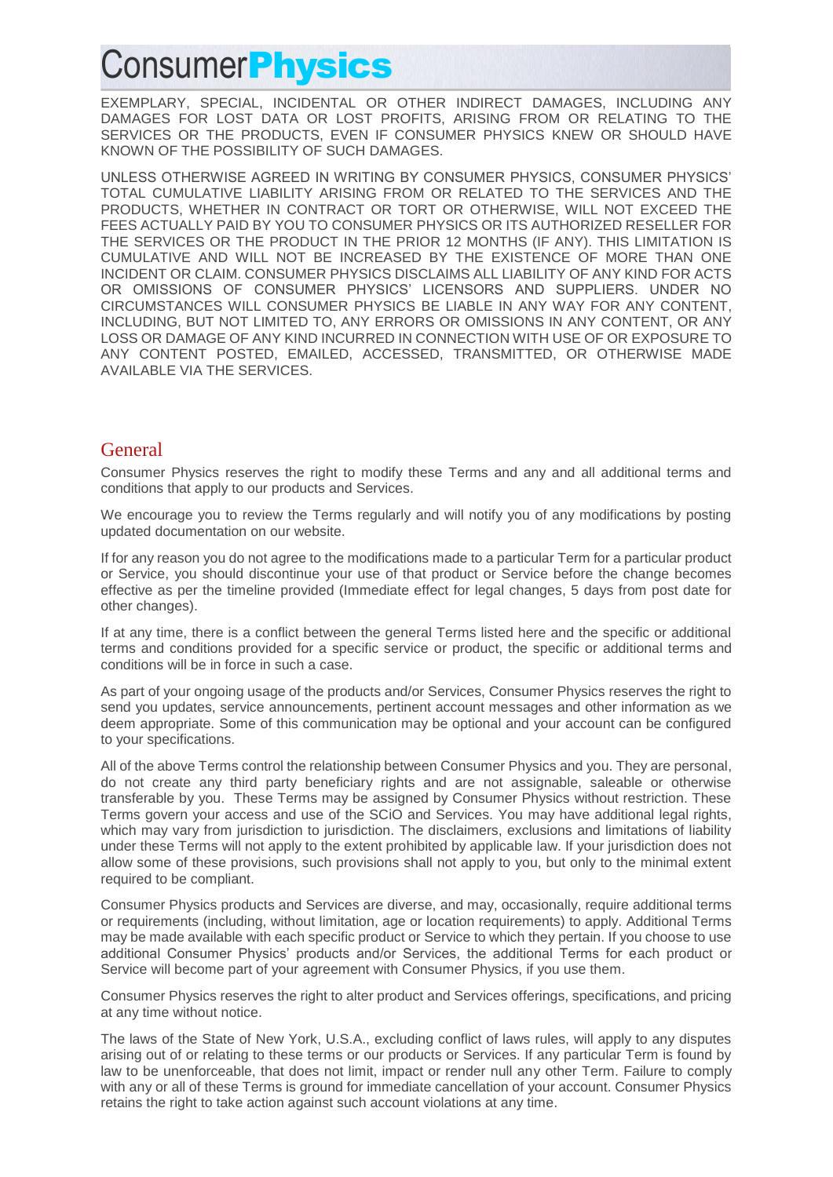EXEMPLARY, SPECIAL, INCIDENTAL OR OTHER INDIRECT DAMAGES, INCLUDING ANY DAMAGES FOR LOST DATA OR LOST PROFITS, ARISING FROM OR RELATING TO THE SERVICES OR THE PRODUCTS, EVEN IF CONSUMER PHYSICS KNEW OR SHOULD HAVE KNOWN OF THE POSSIBILITY OF SUCH DAMAGES.

UNLESS OTHERWISE AGREED IN WRITING BY CONSUMER PHYSICS, CONSUMER PHYSICS' TOTAL CUMULATIVE LIABILITY ARISING FROM OR RELATED TO THE SERVICES AND THE PRODUCTS, WHETHER IN CONTRACT OR TORT OR OTHERWISE, WILL NOT EXCEED THE FEES ACTUALLY PAID BY YOU TO CONSUMER PHYSICS OR ITS AUTHORIZED RESELLER FOR THE SERVICES OR THE PRODUCT IN THE PRIOR 12 MONTHS (IF ANY). THIS LIMITATION IS CUMULATIVE AND WILL NOT BE INCREASED BY THE EXISTENCE OF MORE THAN ONE INCIDENT OR CLAIM. CONSUMER PHYSICS DISCLAIMS ALL LIABILITY OF ANY KIND FOR ACTS OR OMISSIONS OF CONSUMER PHYSICS' LICENSORS AND SUPPLIERS. UNDER NO CIRCUMSTANCES WILL CONSUMER PHYSICS BE LIABLE IN ANY WAY FOR ANY CONTENT, INCLUDING, BUT NOT LIMITED TO, ANY ERRORS OR OMISSIONS IN ANY CONTENT, OR ANY LOSS OR DAMAGE OF ANY KIND INCURRED IN CONNECTION WITH USE OF OR EXPOSURE TO ANY CONTENT POSTED, EMAILED, ACCESSED, TRANSMITTED, OR OTHERWISE MADE AVAILABLE VIA THE SERVICES.

## General

Consumer Physics reserves the right to modify these Terms and any and all additional terms and conditions that apply to our products and Services.

We encourage you to review the Terms regularly and will notify you of any modifications by posting updated documentation on our website.

If for any reason you do not agree to the modifications made to a particular Term for a particular product or Service, you should discontinue your use of that product or Service before the change becomes effective as per the timeline provided (Immediate effect for legal changes, 5 days from post date for other changes).

If at any time, there is a conflict between the general Terms listed here and the specific or additional terms and conditions provided for a specific service or product, the specific or additional terms and conditions will be in force in such a case.

As part of your ongoing usage of the products and/or Services, Consumer Physics reserves the right to send you updates, service announcements, pertinent account messages and other information as we deem appropriate. Some of this communication may be optional and your account can be configured to your specifications.

All of the above Terms control the relationship between Consumer Physics and you. They are personal, do not create any third party beneficiary rights and are not assignable, saleable or otherwise transferable by you. These Terms may be assigned by Consumer Physics without restriction. These Terms govern your access and use of the SCiO and Services. You may have additional legal rights, which may vary from jurisdiction to jurisdiction. The disclaimers, exclusions and limitations of liability under these Terms will not apply to the extent prohibited by applicable law. If your jurisdiction does not allow some of these provisions, such provisions shall not apply to you, but only to the minimal extent required to be compliant.

Consumer Physics products and Services are diverse, and may, occasionally, require additional terms or requirements (including, without limitation, age or location requirements) to apply. Additional Terms may be made available with each specific product or Service to which they pertain. If you choose to use additional Consumer Physics' products and/or Services, the additional Terms for each product or Service will become part of your agreement with Consumer Physics, if you use them.

Consumer Physics reserves the right to alter product and Services offerings, specifications, and pricing at any time without notice.

The laws of the State of New York, U.S.A., excluding conflict of laws rules, will apply to any disputes arising out of or relating to these terms or our products or Services. If any particular Term is found by law to be unenforceable, that does not limit, impact or render null any other Term. Failure to comply with any or all of these Terms is ground for immediate cancellation of your account. Consumer Physics retains the right to take action against such account violations at any time.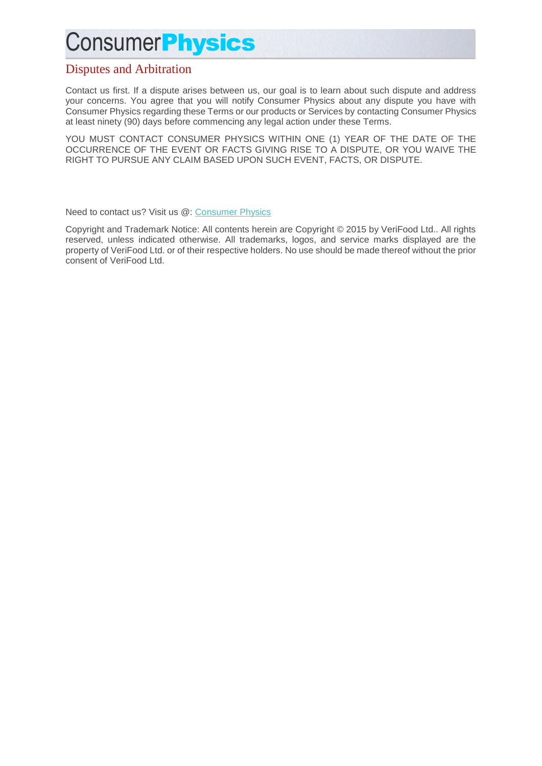## Disputes and Arbitration

Contact us first. If a dispute arises between us, our goal is to learn about such dispute and address your concerns. You agree that you will notify Consumer Physics about any dispute you have with Consumer Physics regarding these Terms or our products or Services by contacting Consumer Physics at least ninety (90) days before commencing any legal action under these Terms.

YOU MUST CONTACT CONSUMER PHYSICS WITHIN ONE (1) YEAR OF THE DATE OF THE OCCURRENCE OF THE EVENT OR FACTS GIVING RISE TO A DISPUTE, OR YOU WAIVE THE RIGHT TO PURSUE ANY CLAIM BASED UPON SUCH EVENT, FACTS, OR DISPUTE.

Need to contact us? Visit us @: Consumer Physics

Copyright and Trademark Notice: All contents herein are Copyright © 2015 by VeriFood Ltd.. All rights reserved, unless indicated otherwise. All trademarks, logos, and service marks displayed are the property of VeriFood Ltd. or of their respective holders. No use should be made thereof without the prior consent of VeriFood Ltd.